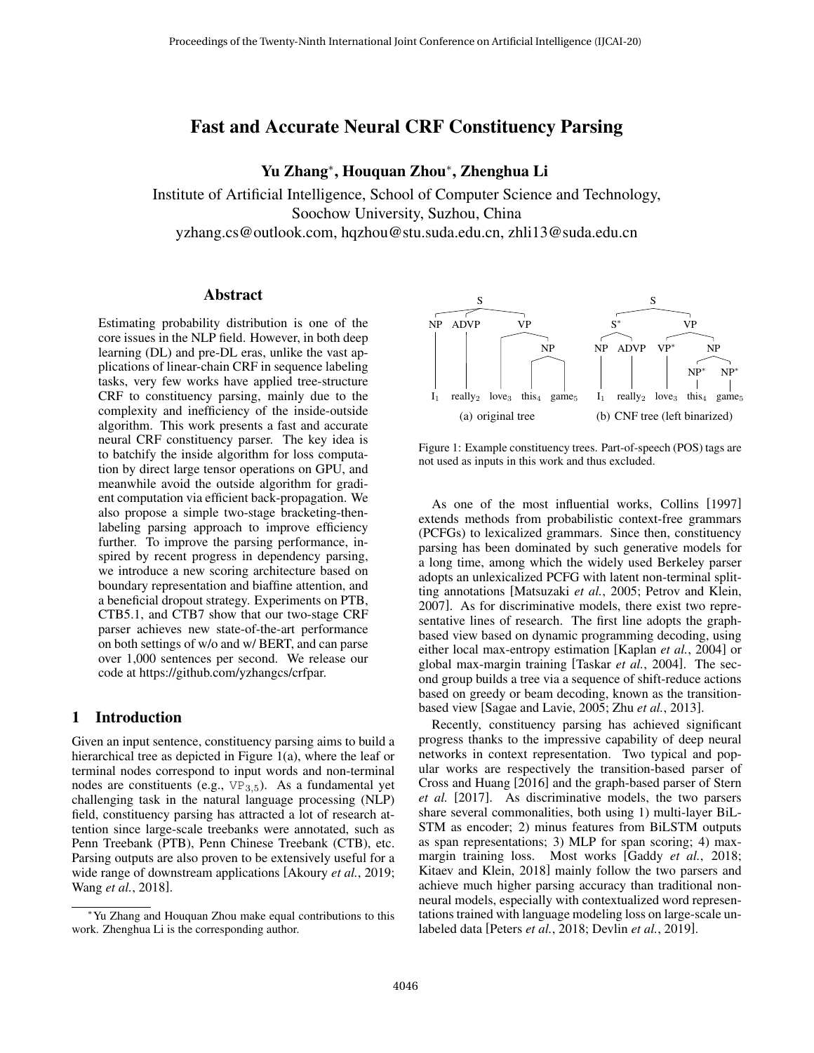# Fast and Accurate Neural CRF Constituency Parsing

**Yu Zhang***, **Houquan Zhou***, **Zhenghua Li**

Institute of Artificial Intelligence, School of Computer Science and Technology, Soochow University, Suzhou, China

yzhang.cs@outlook.com, hqzhou@stu.suda.edu.cn, zhli13@suda.edu.cn

## Abstract

Estimating probability distribution is one of the core issues in the NLP field. However, in both deep learning (DL) and pre-DL eras, unlike the vast applications of linear-chain CRF in sequence labeling tasks, very few works have applied tree-structure CRF to constituency parsing, mainly due to the complexity and inefficiency of the inside-outside algorithm. This work presents a fast and accurate neural CRF constituency parser. The key idea is to batchify the inside algorithm for loss computation by direct large tensor operations on GPU, and meanwhile avoid the outside algorithm for gradient computation via efficient back-propagation. We also propose a simple two-stage bracketing-then-labeling parsing approach to improve efficiency further. To improve the parsing performance, inspired by recent progress in dependency parsing, we introduce a new scoring architecture based on boundary representation and biaffine attention, and a beneficial dropout strategy. Experiments on PTB, CTB5.1, and CTB7 show that our two-stage CRF parser achieves new state-of-the-art performance on both settings of w/o and w/ BERT, and can parse over 1,000 sentences per second. We release our code at https://github.com/yzhangcs/crfpar.

(a) original tree (b) CNF tree (left binarized)

Figure 1: Example constituency trees. Part-of-speech (POS) tags are not used as inputs in this work and thus excluded.

## 1 Introduction

Given an input sentence, constituency parsing aims to build a hierarchical tree as depicted in Figure 1(a), where the leaf or terminal nodes correspond to input words and non-terminal nodes are constituents (e.g., $\text{VP}_{3,5}$). As a fundamental yet challenging task in the natural language processing (NLP) field, constituency parsing has attracted a lot of research attention since large-scale treebanks were annotated, such as Penn Treebank (PTB), Penn Chinese Treebank (CTB), etc. Parsing outputs are also proven to be extensively useful for a wide range of downstream applications [Akoury *et al.*, 2019; Wang *et al.*, 2018].

As one of the most influential works, Collins [1997] extends methods from probabilistic context-free grammars (PCFGs) to lexicalized grammars. Since then, constituency parsing has been dominated by such generative models for a long time, among which the widely used Berkeley parser adopts an unlexicalized PCFG with latent non-terminal splitting annotations [Matsuzaki *et al.*, 2005; Petrov and Klein, 2007]. As for discriminative models, there exist two representative lines of research. The first line adopts the graph-based view based on dynamic programming decoding, using either local max-entropy estimation [Kaplan *et al.*, 2004] or global max-margin training [Taskar *et al.*, 2004]. The second group builds a tree via a sequence of shift-reduce actions based on greedy or beam decoding, known as the transition-based view [Sagae and Lavie, 2005; Zhu *et al.*, 2013].

Recently, constituency parsing has achieved significant progress thanks to the impressive capability of deep neural networks in context representation. Two typical and popular works are respectively the transition-based parser of Cross and Huang [2016] and the graph-based parser of Stern *et al.* [2017]. As discriminative models, the two parsers share several commonalities, both using 1) multi-layer BiLSTM as encoder; 2) minus features from BiLSTM outputs as span representations; 3) MLP for span scoring; 4) max-margin training loss. Most works [Gaddy *et al.*, 2018; Kitaev and Klein, 2018] mainly follow the two parsers and achieve much higher parsing accuracy than traditional non-neural models, especially with contextualized word representations trained with language modeling loss on large-scale unlabeled data [Peters *et al.*, 2018; Devlin *et al.*, 2019].

*Yu Zhang and Houquan Zhou make equal contributions to this work. Zhenghua Li is the corresponding author.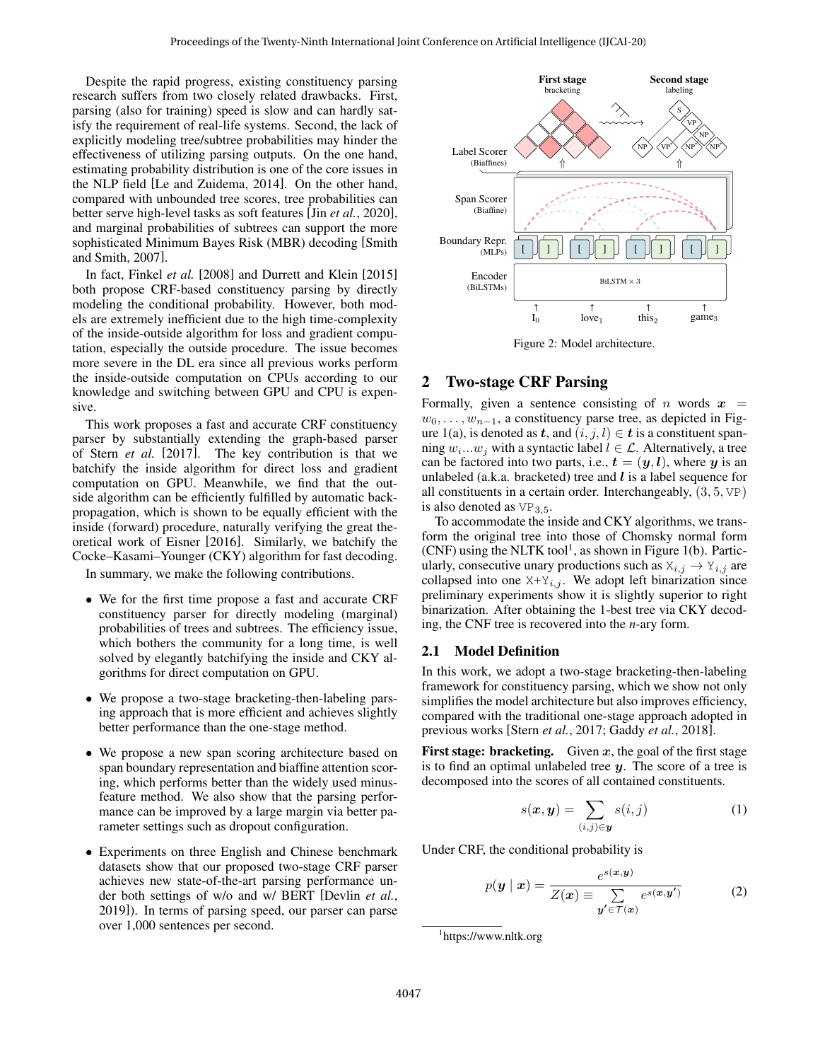Despite the rapid progress, existing constituency parsing research suffers from two closely related drawbacks. First, parsing (also for training) speed is slow and can hardly satisfy the requirement of real-life systems. Second, the lack of explicitly modeling tree/subtree probabilities may hinder the effectiveness of utilizing parsing outputs. On the one hand, estimating probability distribution is one of the core issues in the NLP field [Le and Zuidema, 2014]. On the other hand, compared with unbounded tree scores, tree probabilities can better serve high-level tasks as soft features [Jin *et al.*, 2020], and marginal probabilities of subtrees can support the more sophisticated Minimum Bayes Risk (MBR) decoding [Smith and Smith, 2007].

In fact, Finkel *et al.* [2008] and Durrett and Klein [2015] both propose CRF-based constituency parsing by directly modeling the conditional probability. However, both models are extremely inefficient due to the high time-complexity of the inside-outside algorithm for loss and gradient computation, especially the outside procedure. The issue becomes more severe in the DL era since all previous works perform the inside-outside computation on CPUs according to our knowledge and switching between GPU and CPU is expensive.

This work proposes a fast and accurate CRF constituency parser by substantially extending the graph-based parser of Stern *et al.* [2017]. The key contribution is that we batchify the inside algorithm for direct loss and gradient computation on GPU. Meanwhile, we find that the outside algorithm can be efficiently fulfilled by automatic backpropagation, which is shown to be equally efficient with the inside (forward) procedure, naturally verifying the great theoretical work of Eisner [2016]. Similarly, we batchify the Cocke–Kasami–Younger (CKY) algorithm for fast decoding.

In summary, we make the following contributions.

- We for the first time propose a fast and accurate CRF constituency parser for directly modeling (marginal) probabilities of trees and subtrees. The efficiency issue, which bothers the community for a long time, is well solved by elegantly batchifying the inside and CKY algorithms for direct computation on GPU.
- We propose a two-stage bracketing-then-labeling parsing approach that is more efficient and achieves slightly better performance than the one-stage method.
- We propose a new span scoring architecture based on span boundary representation and biaffine attention scoring, which performs better than the widely used minus-feature method. We also show that the parsing performance can be improved by a large margin via better parameter settings such as dropout configuration.
- Experiments on three English and Chinese benchmark datasets show that our proposed two-stage CRF parser achieves new state-of-the-art parsing performance under both settings of w/o and w/ BERT [Devlin *et al.*, 2019]). In terms of parsing speed, our parser can parse over 1,000 sentences per second.

Figure 2: Model architecture.

## 2 Two-stage CRF Parsing

Formally, given a sentence consisting of $n$ words $\boldsymbol{x} = w_0, \ldots, w_{n-1}$, a constituency parse tree, as depicted in Figure 1(a), is denoted as $\boldsymbol{t}$, and $(i, j, l) \in \boldsymbol{t}$ is a constituent spanning $w_i...w_j$ with a syntactic label $l \in \mathcal{L}$. Alternatively, a tree can be factored into two parts, i.e., $\boldsymbol{t} = (\boldsymbol{y}, \boldsymbol{l})$, where $\boldsymbol{y}$ is an unlabeled (a.k.a. bracketed) tree and $\boldsymbol{l}$ is a label sequence for all constituents in a certain order. Interchangeably, $(3, 5, \texttt{VP})$ is also denoted as $\texttt{VP}_{3,5}$.

To accommodate the inside and CKY algorithms, we transform the original tree into those of Chomsky normal form (CNF) using the NLTK tool[1], as shown in Figure 1(b). Particularly, consecutive unary productions such as $\texttt{X}_{i,j} \rightarrow \texttt{Y}_{i,j}$ are collapsed into one $\texttt{X+Y}_{i,j}$. We adopt left binarization since preliminary experiments show it is slightly superior to right binarization. After obtaining the 1-best tree via CKY decoding, the CNF tree is recovered into the *n*-ary form.

### 2.1 Model Definition

In this work, we adopt a two-stage bracketing-then-labeling framework for constituency parsing, which we show not only simplifies the model architecture but also improves efficiency, compared with the traditional one-stage approach adopted in previous works [Stern *et al.*, 2017; Gaddy *et al.*, 2018].

**First stage: bracketing.** Given $\boldsymbol{x}$, the goal of the first stage is to find an optimal unlabeled tree $\boldsymbol{y}$. The score of a tree is decomposed into the scores of all contained constituents.

$$s(\boldsymbol{x}, \boldsymbol{y}) = \sum_{(i,j) \in \boldsymbol{y}} s(i, j) \tag{1}$$

Under CRF, the conditional probability is

$$p(\boldsymbol{y} \mid \boldsymbol{x}) = \frac{e^{s(\boldsymbol{x}, \boldsymbol{y})}}{Z(\boldsymbol{x}) \equiv \sum_{\boldsymbol{y}' \in \mathcal{T}(\boldsymbol{x})} e^{s(\boldsymbol{x}, \boldsymbol{y}')}} \tag{2}$$

[1] https://www.nltk.org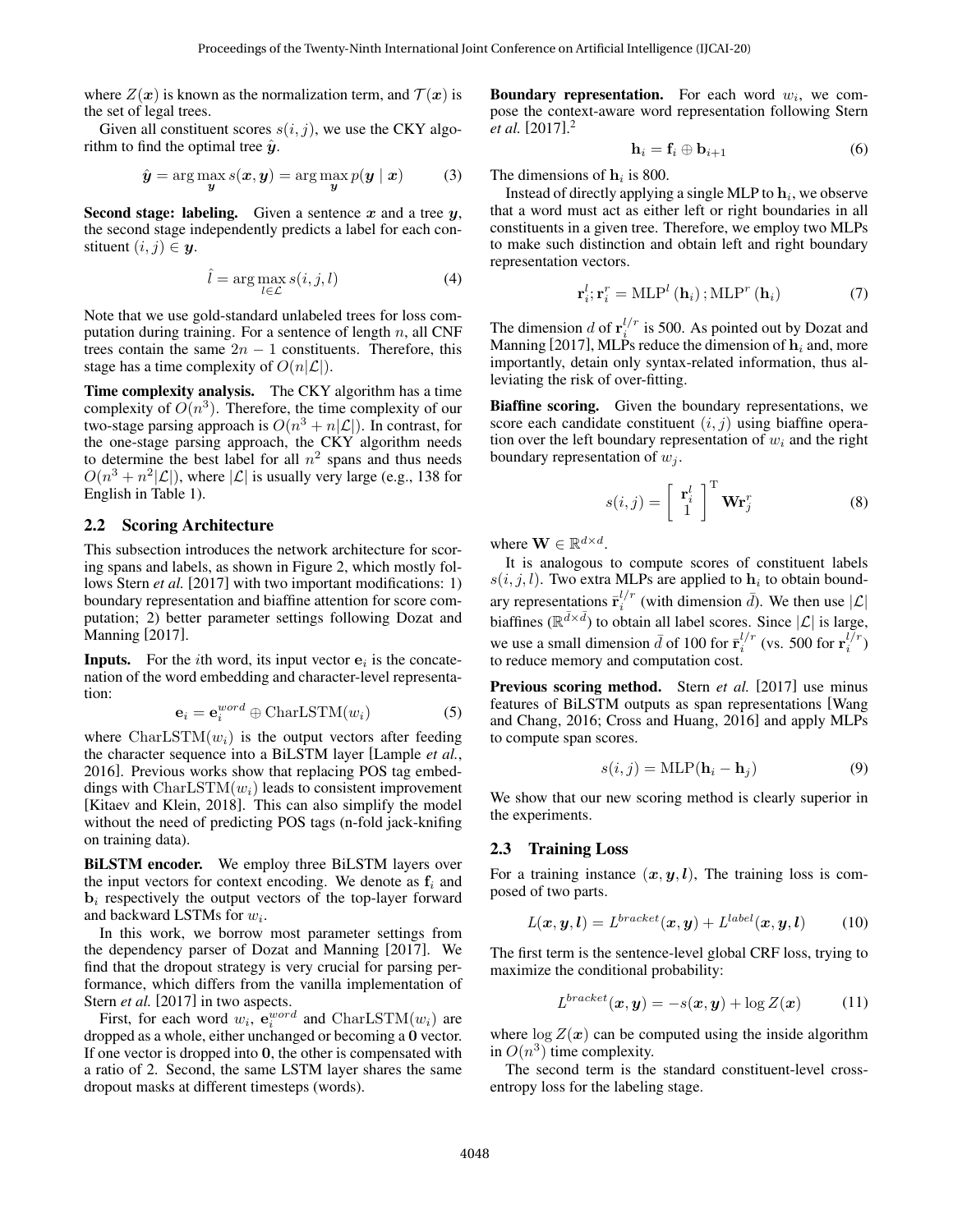where $Z(\boldsymbol{x})$ is known as the normalization term, and $\mathcal{T}(\boldsymbol{x})$ is the set of legal trees.

Given all constituent scores $s(i,j)$, we use the CKY algorithm to find the optimal tree $\hat{\boldsymbol{y}}$.

$$\hat{\boldsymbol{y}} = \arg\max_{\boldsymbol{y}} s(\boldsymbol{x}, \boldsymbol{y}) = \arg\max_{\boldsymbol{y}} p(\boldsymbol{y} \mid \boldsymbol{x}) \tag{3}$$

**Second stage: labeling.** Given a sentence $\boldsymbol{x}$ and a tree $\boldsymbol{y}$, the second stage independently predicts a label for each constituent $(i,j) \in \boldsymbol{y}$.

$$\hat{l} = \arg\max_{l \in \mathcal{L}} s(i, j, l) \tag{4}$$

Note that we use gold-standard unlabeled trees for loss computation during training. For a sentence of length $n$, all CNF trees contain the same $2n-1$ constituents. Therefore, this stage has a time complexity of $O(n|\mathcal{L}|)$.

**Time complexity analysis.** The CKY algorithm has a time complexity of $O(n^3)$. Therefore, the time complexity of our two-stage parsing approach is $O(n^3 + n|\mathcal{L}|)$. In contrast, for the one-stage parsing approach, the CKY algorithm needs to determine the best label for all $n^2$ spans and thus needs $O(n^3 + n^2|\mathcal{L}|)$, where $|\mathcal{L}|$ is usually very large (e.g., 138 for English in Table 1).

## 2.2 Scoring Architecture

This subsection introduces the network architecture for scoring spans and labels, as shown in Figure 2, which mostly follows Stern *et al.* [2017] with two important modifications: 1) boundary representation and biaffine attention for score computation; 2) better parameter settings following Dozat and Manning [2017].

**Inputs.** For the $i$th word, its input vector $\mathbf{e}_i$ is the concatenation of the word embedding and character-level representation:

$$\mathbf{e}_i = \mathbf{e}_i^{word} \oplus \mathrm{CharLSTM}(w_i) \tag{5}$$

where $\mathrm{CharLSTM}(w_i)$ is the output vectors after feeding the character sequence into a BiLSTM layer [Lample *et al.*, 2016]. Previous works show that replacing POS tag embeddings with $\mathrm{CharLSTM}(w_i)$ leads to consistent improvement [Kitaev and Klein, 2018]. This can also simplify the model without the need of predicting POS tags (n-fold jack-knifing on training data).

**BiLSTM encoder.** We employ three BiLSTM layers over the input vectors for context encoding. We denote as $\mathbf{f}_i$ and $\mathbf{b}_i$ respectively the output vectors of the top-layer forward and backward LSTMs for $w_i$.

In this work, we borrow most parameter settings from the dependency parser of Dozat and Manning [2017]. We find that the dropout strategy is very crucial for parsing performance, which differs from the vanilla implementation of Stern *et al.* [2017] in two aspects.

First, for each word $w_i$, $\mathbf{e}_i^{word}$ and $\mathrm{CharLSTM}(w_i)$ are dropped as a whole, either unchanged or becoming a $\mathbf{0}$ vector. If one vector is dropped into $\mathbf{0}$, the other is compensated with a ratio of 2. Second, the same LSTM layer shares the same dropout masks at different timesteps (words).

**Boundary representation.** For each word $w_i$, we compose the context-aware word representation following Stern *et al.* [2017].[2]

$$\mathbf{h}_i = \mathbf{f}_i \oplus \mathbf{b}_{i+1} \tag{6}$$

The dimensions of $\mathbf{h}_i$ is 800.

Instead of directly applying a single MLP to $\mathbf{h}_i$, we observe that a word must act as either left or right boundaries in all constituents in a given tree. Therefore, we employ two MLPs to make such distinction and obtain left and right boundary representation vectors.

$$\mathbf{r}_i^l; \mathbf{r}_i^r = \mathrm{MLP}^l(\mathbf{h}_i); \mathrm{MLP}^r(\mathbf{h}_i) \tag{7}$$

The dimension $d$ of $\mathbf{r}_i^{l/r}$ is 500. As pointed out by Dozat and Manning [2017], MLPs reduce the dimension of $\mathbf{h}_i$ and, more importantly, detain only syntax-related information, thus alleviating the risk of over-fitting.

**Biaffine scoring.** Given the boundary representations, we score each candidate constituent $(i,j)$ using biaffine operation over the left boundary representation of $w_i$ and the right boundary representation of $w_j$.

$$s(i,j) = \begin{bmatrix} \mathbf{r}_i^l \\ 1 \end{bmatrix}^{\mathrm{T}} \mathbf{W} \mathbf{r}_j^r \tag{8}$$

where $\mathbf{W} \in \mathbb{R}^{d \times d}$.

It is analogous to compute scores of constituent labels $s(i,j,l)$. Two extra MLPs are applied to $\mathbf{h}_i$ to obtain boundary representations $\bar{\mathbf{r}}_i^{l/r}$ (with dimension $\bar{d}$). We then use $|\mathcal{L}|$ biaffines ($\mathbb{R}^{\bar{d} \times \bar{d}}$) to obtain all label scores. Since $|\mathcal{L}|$ is large, we use a small dimension $\bar{d}$ of 100 for $\bar{\mathbf{r}}_i^{l/r}$ (vs. 500 for $\mathbf{r}_i^{l/r}$) to reduce memory and computation cost.

**Previous scoring method.** Stern *et al.* [2017] use minus features of BiLSTM outputs as span representations [Wang and Chang, 2016; Cross and Huang, 2016] and apply MLPs to compute span scores.

$$s(i,j) = \mathrm{MLP}(\mathbf{h}_i - \mathbf{h}_j) \tag{9}$$

We show that our new scoring method is clearly superior in the experiments.

## 2.3 Training Loss

For a training instance $(\boldsymbol{x}, \boldsymbol{y}, \boldsymbol{l})$, The training loss is composed of two parts.

$$L(\boldsymbol{x}, \boldsymbol{y}, \boldsymbol{l}) = L^{bracket}(\boldsymbol{x}, \boldsymbol{y}) + L^{label}(\boldsymbol{x}, \boldsymbol{y}, \boldsymbol{l}) \tag{10}$$

The first term is the sentence-level global CRF loss, trying to maximize the conditional probability:

$$L^{bracket}(\boldsymbol{x}, \boldsymbol{y}) = -s(\boldsymbol{x}, \boldsymbol{y}) + \log Z(\boldsymbol{x}) \tag{11}$$

where $\log Z(\boldsymbol{x})$ can be computed using the inside algorithm in $O(n^3)$ time complexity.

The second term is the standard constituent-level cross-entropy loss for the labeling stage.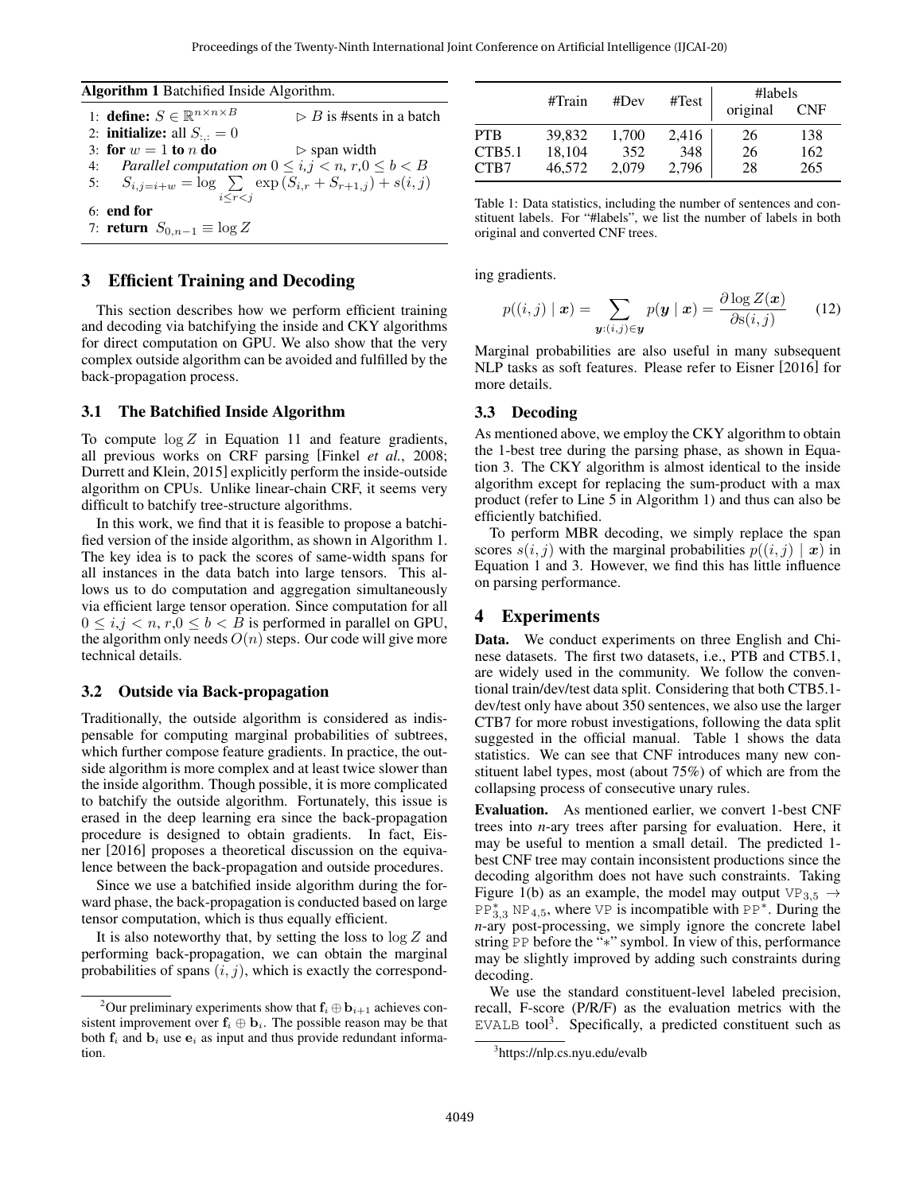**Algorithm 1** Batchified Inside Algorithm.

```
1: define: S ∈ R^{n×n×B}              ▷ B is #sents in a batch
2: initialize: all S_{:,:} = 0
3: for w = 1 to n do                  ▷ span width
4:     Parallel computation on 0 ≤ i,j < n, r,0 ≤ b < B
5:     S_{i,j=i+w} = log Σ_{i≤r<j} exp(S_{i,r} + S_{r+1,j}) + s(i,j)
6: end for
7: return S_{0,n−1} ≡ log Z
```

## 3 Efficient Training and Decoding

This section describes how we perform efficient training and decoding via batchifying the inside and CKY algorithms for direct computation on GPU. We also show that the very complex outside algorithm can be avoided and fulfilled by the back-propagation process.

### 3.1 The Batchified Inside Algorithm

To compute $\log Z$ in Equation 11 and feature gradients, all previous works on CRF parsing [Finkel *et al.*, 2008; Durrett and Klein, 2015] explicitly perform the inside-outside algorithm on CPUs. Unlike linear-chain CRF, it seems very difficult to batchify tree-structure algorithms.

In this work, we find that it is feasible to propose a batchified version of the inside algorithm, as shown in Algorithm 1. The key idea is to pack the scores of same-width spans for all instances in the data batch into large tensors. This allows us to do computation and aggregation simultaneously via efficient large tensor operation. Since computation for all $0 \leq i,j < n, r,0 \leq b < B$ is performed in parallel on GPU, the algorithm only needs $O(n)$ steps. Our code will give more technical details.

### 3.2 Outside via Back-propagation

Traditionally, the outside algorithm is considered as indispensable for computing marginal probabilities of subtrees, which further compose feature gradients. In practice, the outside algorithm is more complex and at least twice slower than the inside algorithm. Though possible, it is more complicated to batchify the outside algorithm. Fortunately, this issue is erased in the deep learning era since the back-propagation procedure is designed to obtain gradients. In fact, Eisner [2016] proposes a theoretical discussion on the equivalence between the back-propagation and outside procedures.

Since we use a batchified inside algorithm during the forward phase, the back-propagation is conducted based on large tensor computation, which is thus equally efficient.

It is also noteworthy that, by setting the loss to $\log Z$ and performing back-propagation, we can obtain the marginal probabilities of spans $(i, j)$, which is exactly the corresponding gradients.

$$p((i,j) \mid \boldsymbol{x}) = \sum_{\boldsymbol{y}:(i,j)\in\boldsymbol{y}} p(\boldsymbol{y} \mid \boldsymbol{x}) = \frac{\partial \log Z(\boldsymbol{x})}{\partial \mathrm{s}(i,j)} \tag{12}$$

Marginal probabilities are also useful in many subsequent NLP tasks as soft features. Please refer to Eisner [2016] for more details.

### 3.3 Decoding

As mentioned above, we employ the CKY algorithm to obtain the 1-best tree during the parsing phase, as shown in Equation 3. The CKY algorithm is almost identical to the inside algorithm except for replacing the sum-product with a max product (refer to Line 5 in Algorithm 1) and thus can also be efficiently batchified.

To perform MBR decoding, we simply replace the span scores $s(i,j)$ with the marginal probabilities $p((i,j) \mid \boldsymbol{x})$ in Equation 1 and 3. However, we find this has little influence on parsing performance.

## 4 Experiments

| | #Train | #Dev | #Test | #labels original | #labels CNF |
|---|---|---|---|---|---|
| PTB | 39,832 | 1,700 | 2,416 | 26 | 138 |
| CTB5.1 | 18,104 | 352 | 348 | 26 | 162 |
| CTB7 | 46,572 | 2,079 | 2,796 | 28 | 265 |

Table 1: Data statistics, including the number of sentences and constituent labels. For "#labels", we list the number of labels in both original and converted CNF trees.

**Data.** We conduct experiments on three English and Chinese datasets. The first two datasets, i.e., PTB and CTB5.1, are widely used in the community. We follow the conventional train/dev/test data split. Considering that both CTB5.1-dev/test only have about 350 sentences, we also use the larger CTB7 for more robust investigations, following the data split suggested in the official manual. Table 1 shows the data statistics. We can see that CNF introduces many new constituent label types, most (about 75%) of which are from the collapsing process of consecutive unary rules.

**Evaluation.** As mentioned earlier, we convert 1-best CNF trees into *n*-ary trees after parsing for evaluation. Here, it may be useful to mention a small detail. The predicted 1-best CNF tree may contain inconsistent productions since the decoding algorithm does not have such constraints. Taking Figure 1(b) as an example, the model may output $\texttt{VP}_{3,5} \rightarrow \texttt{PP}^*_{3,3}\ \texttt{NP}_{4,5}$, where VP is incompatible with PP*. During the *n*-ary post-processing, we simply ignore the concrete label string PP before the "*" symbol. In view of this, performance may be slightly improved by adding such constraints during decoding.

We use the standard constituent-level labeled precision, recall, F-score (P/R/F) as the evaluation metrics with the EVALB tool[3]. Specifically, a predicted constituent such as

[2] Our preliminary experiments show that $\mathbf{f}_i \oplus \mathbf{b}_{i+1}$ achieves consistent improvement over $\mathbf{f}_i \oplus \mathbf{b}_i$. The possible reason may be that both $\mathbf{f}_i$ and $\mathbf{b}_i$ use $\mathbf{e}_i$ as input and thus provide redundant information.

[3] https://nlp.cs.nyu.edu/evalb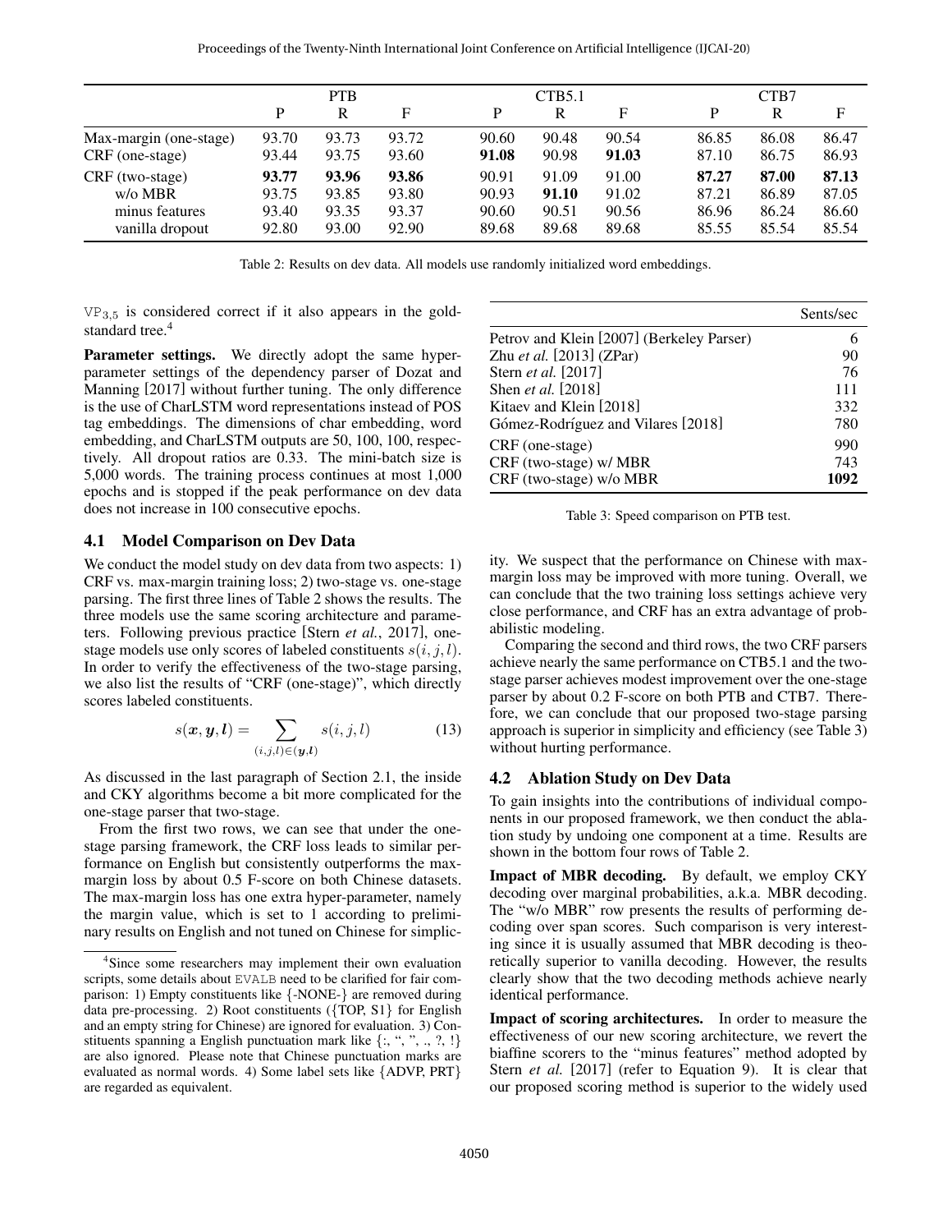| | PTB | | | CTB5.1 | | | CTB7 | | |
|---|---|---|---|---|---|---|---|---|---|
| | P | R | F | P | R | F | P | R | F |
| Max-margin (one-stage) | 93.70 | 93.73 | 93.72 | 90.60 | 90.48 | 90.54 | 86.85 | 86.08 | 86.47 |
| CRF (one-stage) | 93.44 | 93.75 | 93.60 | **91.08** | 90.98 | **91.03** | 87.10 | 86.75 | 86.93 |
| CRF (two-stage) | **93.77** | **93.96** | **93.86** | 90.91 | 91.09 | 91.00 | **87.27** | **87.00** | **87.13** |
| w/o MBR | 93.75 | 93.85 | 93.80 | 90.93 | **91.10** | 91.02 | 87.21 | 86.89 | 87.05 |
| minus features | 93.40 | 93.35 | 93.37 | 90.60 | 90.51 | 90.56 | 86.96 | 86.24 | 86.60 |
| vanilla dropout | 92.80 | 93.00 | 92.90 | 89.68 | 89.68 | 89.68 | 85.55 | 85.54 | 85.54 |

Table 2: Results on dev data. All models use randomly initialized word embeddings.

$\text{VP}_{3,5}$ is considered correct if it also appears in the gold-standard tree.[4]

**Parameter settings.** We directly adopt the same hyper-parameter settings of the dependency parser of Dozat and Manning [2017] without further tuning. The only difference is the use of CharLSTM word representations instead of POS tag embeddings. The dimensions of char embedding, word embedding, and CharLSTM outputs are 50, 100, 100, respectively. All dropout ratios are 0.33. The mini-batch size is 5,000 words. The training process continues at most 1,000 epochs and is stopped if the peak performance on dev data does not increase in 100 consecutive epochs.

## 4.1 Model Comparison on Dev Data

We conduct the model study on dev data from two aspects: 1) CRF vs. max-margin training loss; 2) two-stage vs. one-stage parsing. The first three lines of Table 2 shows the results. The three models use the same scoring architecture and parameters. Following previous practice [Stern *et al.*, 2017], one-stage models use only scores of labeled constituents $s(i, j, l)$. In order to verify the effectiveness of the two-stage parsing, we also list the results of "CRF (one-stage)", which directly scores labeled constituents.

$$s(\boldsymbol{x}, \boldsymbol{y}, \boldsymbol{l}) = \sum_{(i,j,l) \in (\boldsymbol{y}, \boldsymbol{l})} s(i, j, l) \tag{13}$$

As discussed in the last paragraph of Section 2.1, the inside and CKY algorithms become a bit more complicated for the one-stage parser that two-stage.

From the first two rows, we can see that under the one-stage parsing framework, the CRF loss leads to similar performance on English but consistently outperforms the max-margin loss by about 0.5 F-score on both Chinese datasets. The max-margin loss has one extra hyper-parameter, namely the margin value, which is set to 1 according to preliminary results on English and not tuned on Chinese for simplicity. We suspect that the performance on Chinese with max-margin loss may be improved with more tuning. Overall, we can conclude that the two training loss settings achieve very close performance, and CRF has an extra advantage of probabilistic modeling.

Comparing the second and third rows, the two CRF parsers achieve nearly the same performance on CTB5.1 and the two-stage parser achieves modest improvement over the one-stage parser by about 0.2 F-score on both PTB and CTB7. Therefore, we can conclude that our proposed two-stage parsing approach is superior in simplicity and efficiency (see Table 3) without hurting performance.

[4] Since some researchers may implement their own evaluation scripts, some details about EVALB need to be clarified for fair comparison: 1) Empty constituents like {-NONE-} are removed during data pre-processing. 2) Root constituents ({TOP, S1} for English and an empty string for Chinese) are ignored for evaluation. 3) Constituents spanning a English punctuation mark like {:, ", ", ., ?, !} are also ignored. Please note that Chinese punctuation marks are evaluated as normal words. 4) Some label sets like {ADVP, PRT} are regarded as equivalent.

| | Sents/sec |
|---|---|
| Petrov and Klein [2007] (Berkeley Parser) | 6 |
| Zhu *et al.* [2013] (ZPar) | 90 |
| Stern *et al.* [2017] | 76 |
| Shen *et al.* [2018] | 111 |
| Kitaev and Klein [2018] | 332 |
| Gómez-Rodríguez and Vilares [2018] | 780 |
| CRF (one-stage) | 990 |
| CRF (two-stage) w/ MBR | 743 |
| CRF (two-stage) w/o MBR | **1092** |

Table 3: Speed comparison on PTB test.

## 4.2 Ablation Study on Dev Data

To gain insights into the contributions of individual components in our proposed framework, we then conduct the ablation study by undoing one component at a time. Results are shown in the bottom four rows of Table 2.

**Impact of MBR decoding.** By default, we employ CKY decoding over marginal probabilities, a.k.a. MBR decoding. The "w/o MBR" row presents the results of performing decoding over span scores. Such comparison is very interesting since it is usually assumed that MBR decoding is theoretically superior to vanilla decoding. However, the results clearly show that the two decoding methods achieve nearly identical performance.

**Impact of scoring architectures.** In order to measure the effectiveness of our new scoring architecture, we revert the biaffine scorers to the "minus features" method adopted by Stern *et al.* [2017] (refer to Equation 9). It is clear that our proposed scoring method is superior to the widely used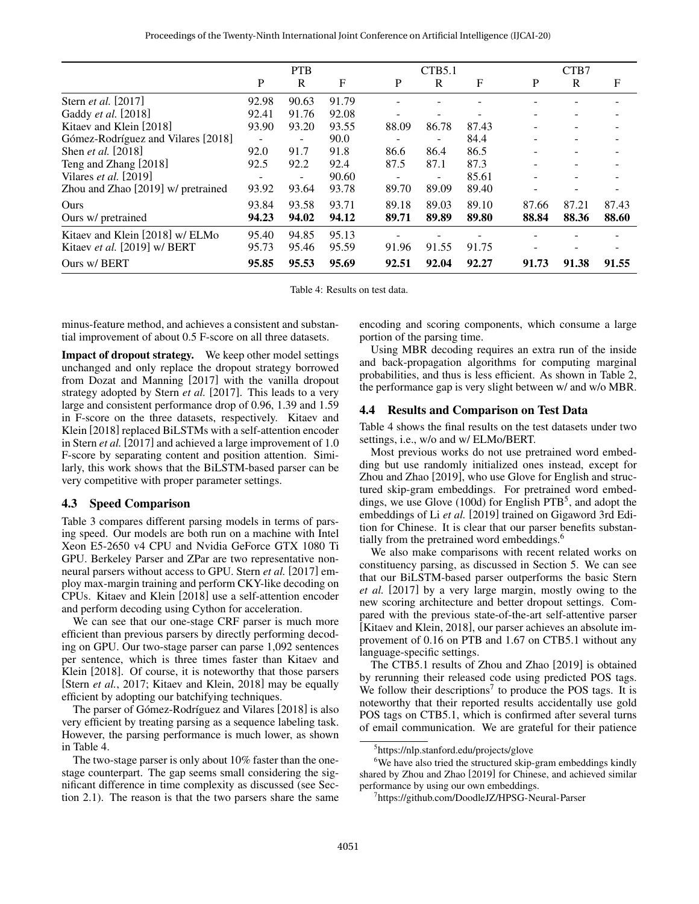| | PTB | | | CTB5.1 | | | CTB7 | | |
|---|---|---|---|---|---|---|---|---|---|
| | P | R | F | P | R | F | P | R | F |
| Stern *et al.* [2017] | 92.98 | 90.63 | 91.79 | - | - | - | - | - | - |
| Gaddy *et al.* [2018] | 92.41 | 91.76 | 92.08 | - | - | - | - | - | - |
| Kitaev and Klein [2018] | 93.90 | 93.20 | 93.55 | 88.09 | 86.78 | 87.43 | - | - | - |
| Gómez-Rodríguez and Vilares [2018] | - | - | 90.0 | - | - | 84.4 | - | - | - |
| Shen *et al.* [2018] | 92.0 | 91.7 | 91.8 | 86.6 | 86.4 | 86.5 | - | - | - |
| Teng and Zhang [2018] | 92.5 | 92.2 | 92.4 | 87.5 | 87.1 | 87.3 | - | - | - |
| Vilares *et al.* [2019] | - | - | 90.60 | - | - | 85.61 | - | - | - |
| Zhou and Zhao [2019] w/ pretrained | 93.92 | 93.64 | 93.78 | 89.70 | 89.09 | 89.40 | - | - | - |
| Ours | 93.84 | 93.58 | 93.71 | 89.18 | 89.03 | 89.10 | 87.66 | 87.21 | 87.43 |
| Ours w/ pretrained | **94.23** | **94.02** | **94.12** | **89.71** | **89.89** | **89.80** | **88.84** | **88.36** | **88.60** |
| Kitaev and Klein [2018] w/ ELMo | 95.40 | 94.85 | 95.13 | - | - | - | - | - | - |
| Kitaev *et al.* [2019] w/ BERT | 95.73 | 95.46 | 95.59 | 91.96 | 91.55 | 91.75 | - | - | - |
| Ours w/ BERT | **95.85** | **95.53** | **95.69** | **92.51** | **92.04** | **92.27** | **91.73** | **91.38** | **91.55** |

Table 4: Results on test data.

minus-feature method, and achieves a consistent and substantial improvement of about 0.5 F-score on all three datasets.

**Impact of dropout strategy.** We keep other model settings unchanged and only replace the dropout strategy borrowed from Dozat and Manning [2017] with the vanilla dropout strategy adopted by Stern *et al.* [2017]. This leads to a very large and consistent performance drop of 0.96, 1.39 and 1.59 in F-score on the three datasets, respectively. Kitaev and Klein [2018] replaced BiLSTMs with a self-attention encoder in Stern *et al.* [2017] and achieved a large improvement of 1.0 F-score by separating content and position attention. Similarly, this work shows that the BiLSTM-based parser can be very competitive with proper parameter settings.

### 4.3 Speed Comparison

Table 3 compares different parsing models in terms of parsing speed. Our models are both run on a machine with Intel Xeon E5-2650 v4 CPU and Nvidia GeForce GTX 1080 Ti GPU. Berkeley Parser and ZPar are two representative non-neural parsers without access to GPU. Stern *et al.* [2017] employ max-margin training and perform CKY-like decoding on CPUs. Kitaev and Klein [2018] use a self-attention encoder and perform decoding using Cython for acceleration.

We can see that our one-stage CRF parser is much more efficient than previous parsers by directly performing decoding on GPU. Our two-stage parser can parse 1,092 sentences per sentence, which is three times faster than Kitaev and Klein [2018]. Of course, it is noteworthy that those parsers [Stern *et al.*, 2017; Kitaev and Klein, 2018] may be equally efficient by adopting our batchifying techniques.

The parser of Gómez-Rodríguez and Vilares [2018] is also very efficient by treating parsing as a sequence labeling task. However, the parsing performance is much lower, as shown in Table 4.

The two-stage parser is only about 10% faster than the one-stage counterpart. The gap seems small considering the significant difference in time complexity as discussed (see Section 2.1). The reason is that the two parsers share the same encoding and scoring components, which consume a large portion of the parsing time.

Using MBR decoding requires an extra run of the inside and back-propagation algorithms for computing marginal probabilities, and thus is less efficient. As shown in Table 2, the performance gap is very slight between w/ and w/o MBR.

### 4.4 Results and Comparison on Test Data

Table 4 shows the final results on the test datasets under two settings, i.e., w/o and w/ ELMo/BERT.

Most previous works do not use pretrained word embedding but use randomly initialized ones instead, except for Zhou and Zhao [2019], who use Glove for English and structured skip-gram embeddings. For pretrained word embeddings, we use Glove (100d) for English PTB[5], and adopt the embeddings of Li *et al.* [2019] trained on Gigaword 3rd Edition for Chinese. It is clear that our parser benefits substantially from the pretrained word embeddings.[6]

We also make comparisons with recent related works on constituency parsing, as discussed in Section 5. We can see that our BiLSTM-based parser outperforms the basic Stern *et al.* [2017] by a very large margin, mostly owing to the new scoring architecture and better dropout settings. Compared with the previous state-of-the-art self-attentive parser [Kitaev and Klein, 2018], our parser achieves an absolute improvement of 0.16 on PTB and 1.67 on CTB5.1 without any language-specific settings.

The CTB5.1 results of Zhou and Zhao [2019] is obtained by rerunning their released code using predicted POS tags. We follow their descriptions[7] to produce the POS tags. It is noteworthy that their reported results accidentally use gold POS tags on CTB5.1, which is confirmed after several turns of email communication. We are grateful for their patience

[5] https://nlp.stanford.edu/projects/glove

[6] We have also tried the structured skip-gram embeddings kindly shared by Zhou and Zhao [2019] for Chinese, and achieved similar performance by using our own embeddings.

[7] https://github.com/DoodleJZ/HPSG-Neural-Parser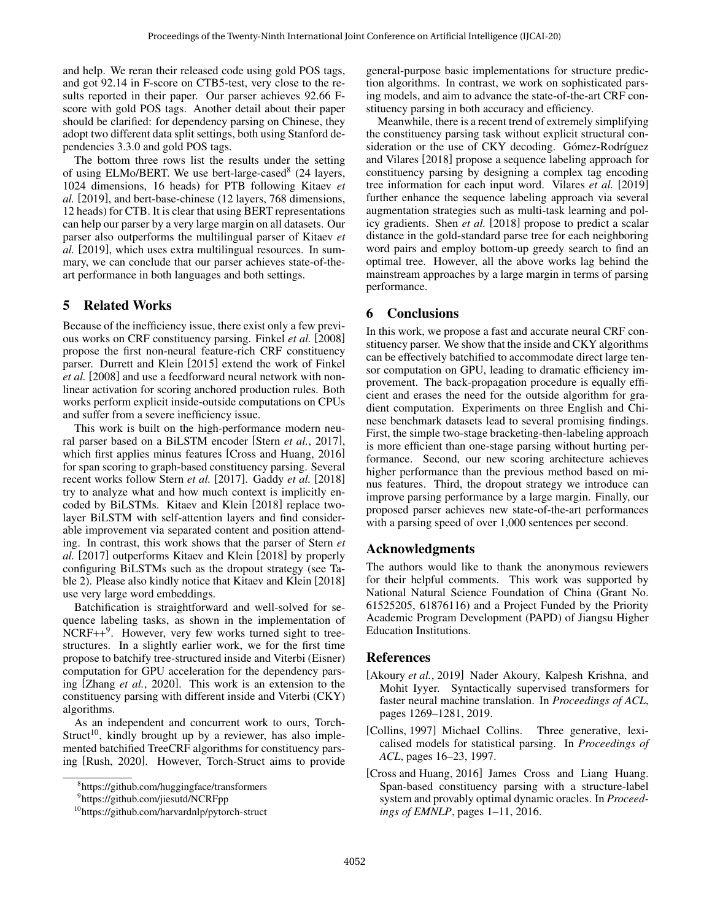and help. We reran their released code using gold POS tags, and got 92.14 in F-score on CTB5-test, very close to the results reported in their paper. Our parser achieves 92.66 F-score with gold POS tags. Another detail about their paper should be clarified: for dependency parsing on Chinese, they adopt two different data split settings, both using Stanford dependencies 3.3.0 and gold POS tags.

The bottom three rows list the results under the setting of using ELMo/BERT. We use bert-large-cased[8] (24 layers, 1024 dimensions, 16 heads) for PTB following Kitaev *et al.* [2019], and bert-base-chinese (12 layers, 768 dimensions, 12 heads) for CTB. It is clear that using BERT representations can help our parser by a very large margin on all datasets. Our parser also outperforms the multilingual parser of Kitaev *et al.* [2019], which uses extra multilingual resources. In summary, we can conclude that our parser achieves state-of-the-art performance in both languages and both settings.

## 5 Related Works

Because of the inefficiency issue, there exist only a few previous works on CRF constituency parsing. Finkel *et al.* [2008] propose the first non-neural feature-rich CRF constituency parser. Durrett and Klein [2015] extend the work of Finkel *et al.* [2008] and use a feedforward neural network with nonlinear activation for scoring anchored production rules. Both works perform explicit inside-outside computations on CPUs and suffer from a severe inefficiency issue.

This work is built on the high-performance modern neural parser based on a BiLSTM encoder [Stern *et al.*, 2017], which first applies minus features [Cross and Huang, 2016] for span scoring to graph-based constituency parsing. Several recent works follow Stern *et al.* [2017]. Gaddy *et al.* [2018] try to analyze what and how much context is implicitly encoded by BiLSTMs. Kitaev and Klein [2018] replace two-layer BiLSTM with self-attention layers and find considerable improvement via separated content and position attending. In contrast, this work shows that the parser of Stern *et al.* [2017] outperforms Kitaev and Klein [2018] by properly configuring BiLSTMs such as the dropout strategy (see Table 2). Please also kindly notice that Kitaev and Klein [2018] use very large word embeddings.

Batchification is straightforward and well-solved for sequence labeling tasks, as shown in the implementation of NCRF++[9]. However, very few works turned sight to tree-structures. In a slightly earlier work, we for the first time propose to batchify tree-structured inside and Viterbi (Eisner) computation for GPU acceleration for the dependency parsing [Zhang *et al.*, 2020]. This work is an extension to the constituency parsing with different inside and Viterbi (CKY) algorithms.

As an independent and concurrent work to ours, Torch-Struct[10], kindly brought up by a reviewer, has also implemented batchified TreeCRF algorithms for constituency parsing [Rush, 2020]. However, Torch-Struct aims to provide general-purpose basic implementations for structure prediction algorithms. In contrast, we work on sophisticated parsing models, and aim to advance the state-of-the-art CRF constituency parsing in both accuracy and efficiency.

Meanwhile, there is a recent trend of extremely simplifying the constituency parsing task without explicit structural consideration or the use of CKY decoding. Gómez-Rodríguez and Vilares [2018] propose a sequence labeling approach for constituency parsing by designing a complex tag encoding tree information for each input word. Vilares *et al.* [2019] further enhance the sequence labeling approach via several augmentation strategies such as multi-task learning and policy gradients. Shen *et al.* [2018] propose to predict a scalar distance in the gold-standard parse tree for each neighboring word pairs and employ bottom-up greedy search to find an optimal tree. However, all the above works lag behind the mainstream approaches by a large margin in terms of parsing performance.

## 6 Conclusions

In this work, we propose a fast and accurate neural CRF constituency parser. We show that the inside and CKY algorithms can be effectively batchified to accommodate direct large tensor computation on GPU, leading to dramatic efficiency improvement. The back-propagation procedure is equally efficient and erases the need for the outside algorithm for gradient computation. Experiments on three English and Chinese benchmark datasets lead to several promising findings. First, the simple two-stage bracketing-then-labeling approach is more efficient than one-stage parsing without hurting performance. Second, our new scoring architecture achieves higher performance than the previous method based on minus features. Third, the dropout strategy we introduce can improve parsing performance by a large margin. Finally, our proposed parser achieves new state-of-the-art performances with a parsing speed of over 1,000 sentences per second.

## Acknowledgments

The authors would like to thank the anonymous reviewers for their helpful comments. This work was supported by National Natural Science Foundation of China (Grant No. 61525205, 61876116) and a Project Funded by the Priority Academic Program Development (PAPD) of Jiangsu Higher Education Institutions.

## References

[Akoury *et al.*, 2019] Nader Akoury, Kalpesh Krishna, and Mohit Iyyer. Syntactically supervised transformers for faster neural machine translation. In *Proceedings of ACL*, pages 1269–1281, 2019.

[Collins, 1997] Michael Collins. Three generative, lexicalised models for statistical parsing. In *Proceedings of ACL*, pages 16–23, 1997.

[Cross and Huang, 2016] James Cross and Liang Huang. Span-based constituency parsing with a structure-label system and provably optimal dynamic oracles. In *Proceedings of EMNLP*, pages 1–11, 2016.

---

[8] https://github.com/huggingface/transformers

[9] https://github.com/jiesutd/NCRFpp

[10] https://github.com/harvardnlp/pytorch-struct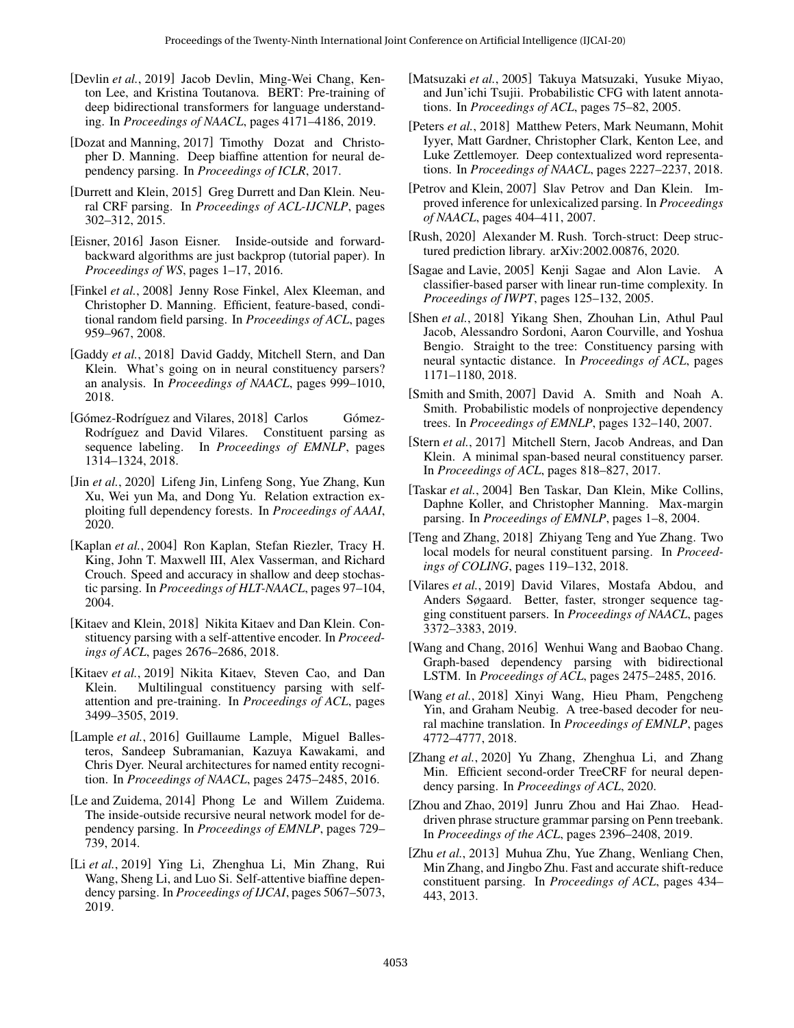[Devlin *et al.*, 2019] Jacob Devlin, Ming-Wei Chang, Kenton Lee, and Kristina Toutanova. BERT: Pre-training of deep bidirectional transformers for language understanding. In *Proceedings of NAACL*, pages 4171–4186, 2019.

[Dozat and Manning, 2017] Timothy Dozat and Christopher D. Manning. Deep biaffine attention for neural dependency parsing. In *Proceedings of ICLR*, 2017.

[Durrett and Klein, 2015] Greg Durrett and Dan Klein. Neural CRF parsing. In *Proceedings of ACL-IJCNLP*, pages 302–312, 2015.

[Eisner, 2016] Jason Eisner. Inside-outside and forward-backward algorithms are just backprop (tutorial paper). In *Proceedings of WS*, pages 1–17, 2016.

[Finkel *et al.*, 2008] Jenny Rose Finkel, Alex Kleeman, and Christopher D. Manning. Efficient, feature-based, conditional random field parsing. In *Proceedings of ACL*, pages 959–967, 2008.

[Gaddy *et al.*, 2018] David Gaddy, Mitchell Stern, and Dan Klein. What's going on in neural constituency parsers? an analysis. In *Proceedings of NAACL*, pages 999–1010, 2018.

[Gómez-Rodríguez and Vilares, 2018] Carlos Gómez-Rodríguez and David Vilares. Constituent parsing as sequence labeling. In *Proceedings of EMNLP*, pages 1314–1324, 2018.

[Jin *et al.*, 2020] Lifeng Jin, Linfeng Song, Yue Zhang, Kun Xu, Wei yun Ma, and Dong Yu. Relation extraction exploiting full dependency forests. In *Proceedings of AAAI*, 2020.

[Kaplan *et al.*, 2004] Ron Kaplan, Stefan Riezler, Tracy H. King, John T. Maxwell III, Alex Vasserman, and Richard Crouch. Speed and accuracy in shallow and deep stochastic parsing. In *Proceedings of HLT-NAACL*, pages 97–104, 2004.

[Kitaev and Klein, 2018] Nikita Kitaev and Dan Klein. Constituency parsing with a self-attentive encoder. In *Proceedings of ACL*, pages 2676–2686, 2018.

[Kitaev *et al.*, 2019] Nikita Kitaev, Steven Cao, and Dan Klein. Multilingual constituency parsing with self-attention and pre-training. In *Proceedings of ACL*, pages 3499–3505, 2019.

[Lample *et al.*, 2016] Guillaume Lample, Miguel Ballesteros, Sandeep Subramanian, Kazuya Kawakami, and Chris Dyer. Neural architectures for named entity recognition. In *Proceedings of NAACL*, pages 2475–2485, 2016.

[Le and Zuidema, 2014] Phong Le and Willem Zuidema. The inside-outside recursive neural network model for dependency parsing. In *Proceedings of EMNLP*, pages 729–739, 2014.

[Li *et al.*, 2019] Ying Li, Zhenghua Li, Min Zhang, Rui Wang, Sheng Li, and Luo Si. Self-attentive biaffine dependency parsing. In *Proceedings of IJCAI*, pages 5067–5073, 2019.

[Matsuzaki *et al.*, 2005] Takuya Matsuzaki, Yusuke Miyao, and Jun'ichi Tsujii. Probabilistic CFG with latent annotations. In *Proceedings of ACL*, pages 75–82, 2005.

[Peters *et al.*, 2018] Matthew Peters, Mark Neumann, Mohit Iyyer, Matt Gardner, Christopher Clark, Kenton Lee, and Luke Zettlemoyer. Deep contextualized word representations. In *Proceedings of NAACL*, pages 2227–2237, 2018.

[Petrov and Klein, 2007] Slav Petrov and Dan Klein. Improved inference for unlexicalized parsing. In *Proceedings of NAACL*, pages 404–411, 2007.

[Rush, 2020] Alexander M. Rush. Torch-struct: Deep structured prediction library. arXiv:2002.00876, 2020.

[Sagae and Lavie, 2005] Kenji Sagae and Alon Lavie. A classifier-based parser with linear run-time complexity. In *Proceedings of IWPT*, pages 125–132, 2005.

[Shen *et al.*, 2018] Yikang Shen, Zhouhan Lin, Athul Paul Jacob, Alessandro Sordoni, Aaron Courville, and Yoshua Bengio. Straight to the tree: Constituency parsing with neural syntactic distance. In *Proceedings of ACL*, pages 1171–1180, 2018.

[Smith and Smith, 2007] David A. Smith and Noah A. Smith. Probabilistic models of nonprojective dependency trees. In *Proceedings of EMNLP*, pages 132–140, 2007.

[Stern *et al.*, 2017] Mitchell Stern, Jacob Andreas, and Dan Klein. A minimal span-based neural constituency parser. In *Proceedings of ACL*, pages 818–827, 2017.

[Taskar *et al.*, 2004] Ben Taskar, Dan Klein, Mike Collins, Daphne Koller, and Christopher Manning. Max-margin parsing. In *Proceedings of EMNLP*, pages 1–8, 2004.

[Teng and Zhang, 2018] Zhiyang Teng and Yue Zhang. Two local models for neural constituent parsing. In *Proceedings of COLING*, pages 119–132, 2018.

[Vilares *et al.*, 2019] David Vilares, Mostafa Abdou, and Anders Søgaard. Better, faster, stronger sequence tagging constituent parsers. In *Proceedings of NAACL*, pages 3372–3383, 2019.

[Wang and Chang, 2016] Wenhui Wang and Baobao Chang. Graph-based dependency parsing with bidirectional LSTM. In *Proceedings of ACL*, pages 2475–2485, 2016.

[Wang *et al.*, 2018] Xinyi Wang, Hieu Pham, Pengcheng Yin, and Graham Neubig. A tree-based decoder for neural machine translation. In *Proceedings of EMNLP*, pages 4772–4777, 2018.

[Zhang *et al.*, 2020] Yu Zhang, Zhenghua Li, and Zhang Min. Efficient second-order TreeCRF for neural dependency parsing. In *Proceedings of ACL*, 2020.

[Zhou and Zhao, 2019] Junru Zhou and Hai Zhao. Head-driven phrase structure grammar parsing on Penn treebank. In *Proceedings of the ACL*, pages 2396–2408, 2019.

[Zhu *et al.*, 2013] Muhua Zhu, Yue Zhang, Wenliang Chen, Min Zhang, and Jingbo Zhu. Fast and accurate shift-reduce constituent parsing. In *Proceedings of ACL*, pages 434–443, 2013.